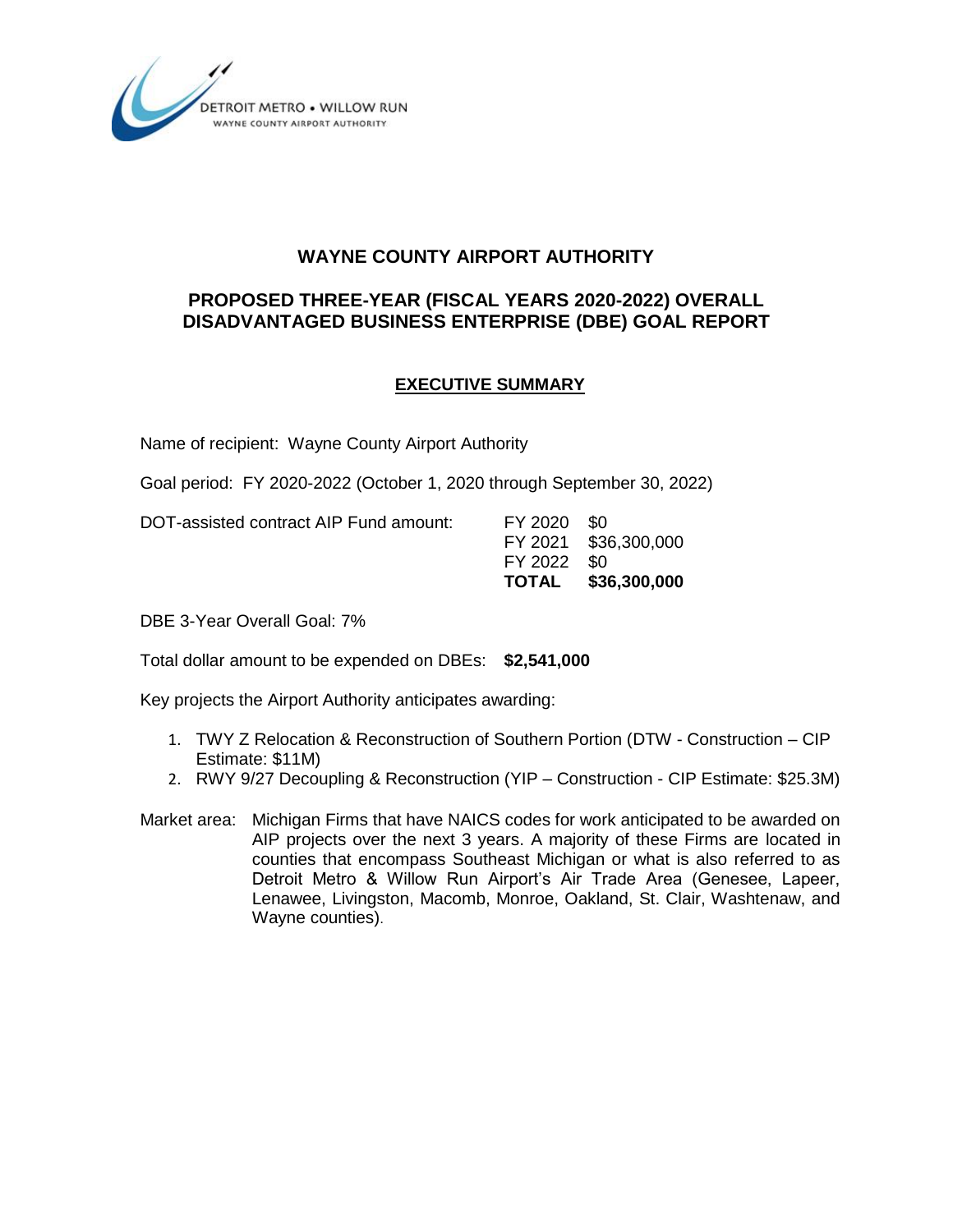DETROIT METRO • WILLOW RUN
WAYNE COUNTY AIRPORT AUTHORITY

# WAYNE COUNTY AIRPORT AUTHORITY

## PROPOSED THREE-YEAR (FISCAL YEARS 2020-2022) OVERALL DISADVANTAGED BUSINESS ENTERPRISE (DBE) GOAL REPORT

### EXECUTIVE SUMMARY

Name of recipient: Wayne County Airport Authority

Goal period: FY 2020-2022 (October 1, 2020 through September 30, 2022)

DOT-assisted contract AIP Fund amount:

| | |
|---|---|
| FY 2020 | $0 |
| FY 2021 | $36,300,000 |
| FY 2022 | $0 |
| **TOTAL** | **$36,300,000** |

DBE 3-Year Overall Goal: 7%

Total dollar amount to be expended on DBEs: **$2,541,000**

Key projects the Airport Authority anticipates awarding:

1. TWY Z Relocation & Reconstruction of Southern Portion (DTW - Construction – CIP Estimate: $11M)
2. RWY 9/27 Decoupling & Reconstruction (YIP – Construction - CIP Estimate: $25.3M)

Market area: Michigan Firms that have NAICS codes for work anticipated to be awarded on AIP projects over the next 3 years. A majority of these Firms are located in counties that encompass Southeast Michigan or what is also referred to as Detroit Metro & Willow Run Airport's Air Trade Area (Genesee, Lapeer, Lenawee, Livingston, Macomb, Monroe, Oakland, St. Clair, Washtenaw, and Wayne counties).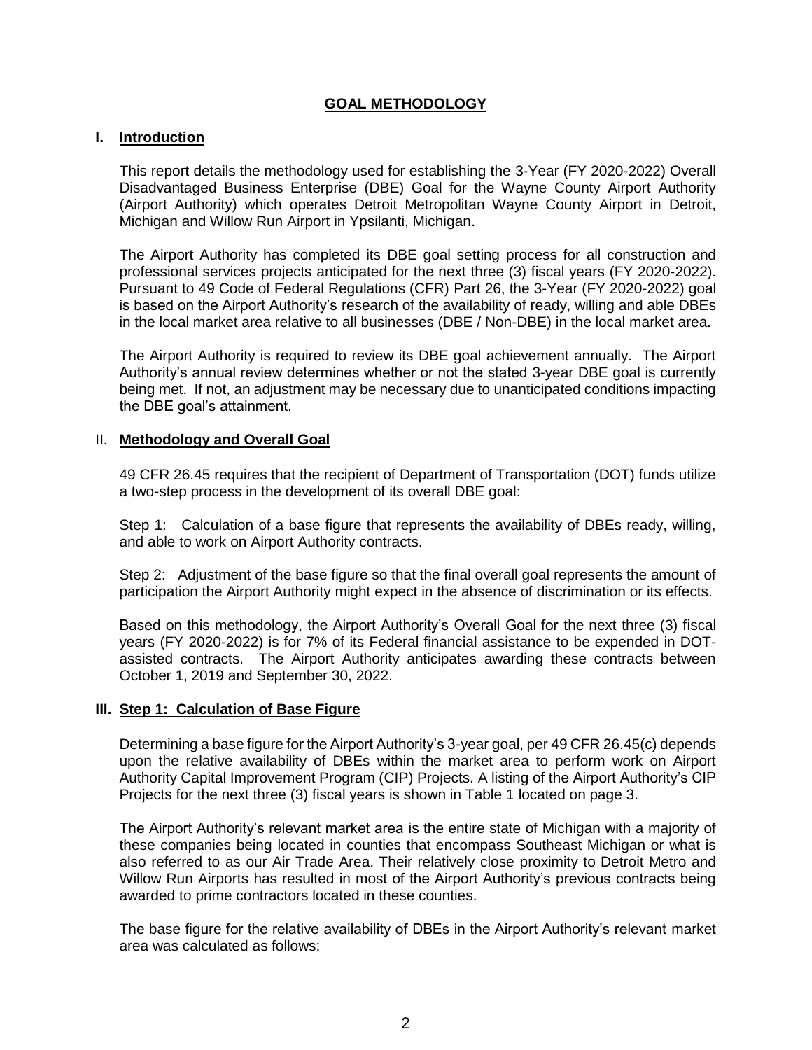# GOAL METHODOLOGY

## I. Introduction

This report details the methodology used for establishing the 3-Year (FY 2020-2022) Overall Disadvantaged Business Enterprise (DBE) Goal for the Wayne County Airport Authority (Airport Authority) which operates Detroit Metropolitan Wayne County Airport in Detroit, Michigan and Willow Run Airport in Ypsilanti, Michigan.

The Airport Authority has completed its DBE goal setting process for all construction and professional services projects anticipated for the next three (3) fiscal years (FY 2020-2022). Pursuant to 49 Code of Federal Regulations (CFR) Part 26, the 3-Year (FY 2020-2022) goal is based on the Airport Authority's research of the availability of ready, willing and able DBEs in the local market area relative to all businesses (DBE / Non-DBE) in the local market area.

The Airport Authority is required to review its DBE goal achievement annually. The Airport Authority's annual review determines whether or not the stated 3-year DBE goal is currently being met. If not, an adjustment may be necessary due to unanticipated conditions impacting the DBE goal's attainment.

## II. Methodology and Overall Goal

49 CFR 26.45 requires that the recipient of Department of Transportation (DOT) funds utilize a two-step process in the development of its overall DBE goal:

Step 1: Calculation of a base figure that represents the availability of DBEs ready, willing, and able to work on Airport Authority contracts.

Step 2: Adjustment of the base figure so that the final overall goal represents the amount of participation the Airport Authority might expect in the absence of discrimination or its effects.

Based on this methodology, the Airport Authority's Overall Goal for the next three (3) fiscal years (FY 2020-2022) is for 7% of its Federal financial assistance to be expended in DOT-assisted contracts. The Airport Authority anticipates awarding these contracts between October 1, 2019 and September 30, 2022.

## III. Step 1: Calculation of Base Figure

Determining a base figure for the Airport Authority's 3-year goal, per 49 CFR 26.45(c) depends upon the relative availability of DBEs within the market area to perform work on Airport Authority Capital Improvement Program (CIP) Projects. A listing of the Airport Authority's CIP Projects for the next three (3) fiscal years is shown in Table 1 located on page 3.

The Airport Authority's relevant market area is the entire state of Michigan with a majority of these companies being located in counties that encompass Southeast Michigan or what is also referred to as our Air Trade Area. Their relatively close proximity to Detroit Metro and Willow Run Airports has resulted in most of the Airport Authority's previous contracts being awarded to prime contractors located in these counties.

The base figure for the relative availability of DBEs in the Airport Authority's relevant market area was calculated as follows: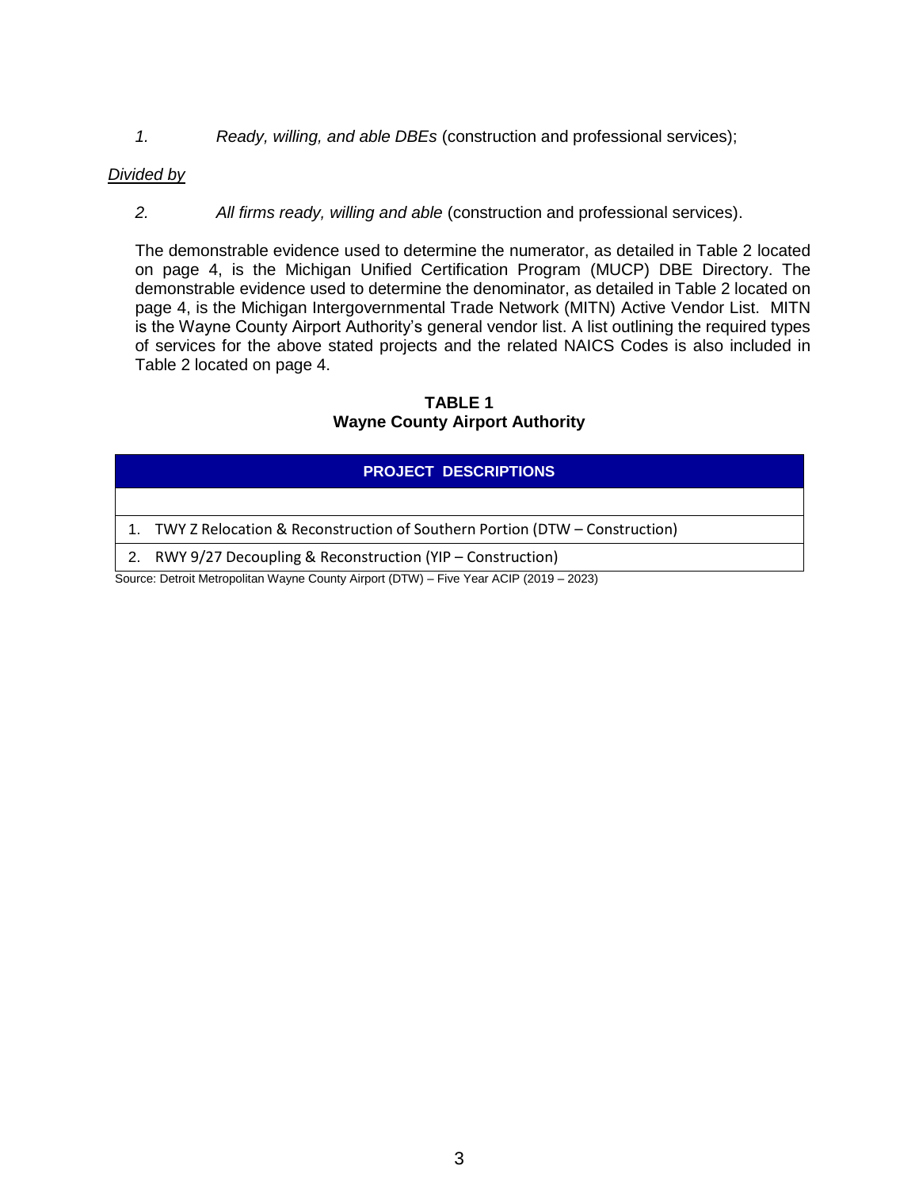1. *Ready, willing, and able DBEs* (construction and professional services);

<u>*Divided by*</u>

2. *All firms ready, willing and able* (construction and professional services).

The demonstrable evidence used to determine the numerator, as detailed in Table 2 located on page 4, is the Michigan Unified Certification Program (MUCP) DBE Directory. The demonstrable evidence used to determine the denominator, as detailed in Table 2 located on page 4, is the Michigan Intergovernmental Trade Network (MITN) Active Vendor List. MITN is the Wayne County Airport Authority's general vendor list. A list outlining the required types of services for the above stated projects and the related NAICS Codes is also included in Table 2 located on page 4.

**TABLE 1**
**Wayne County Airport Authority**

| PROJECT DESCRIPTIONS |
|---|
| |
| 1. TWY Z Relocation & Reconstruction of Southern Portion (DTW – Construction) |
| 2. RWY 9/27 Decoupling & Reconstruction (YIP – Construction) |

Source: Detroit Metropolitan Wayne County Airport (DTW) – Five Year ACIP (2019 – 2023)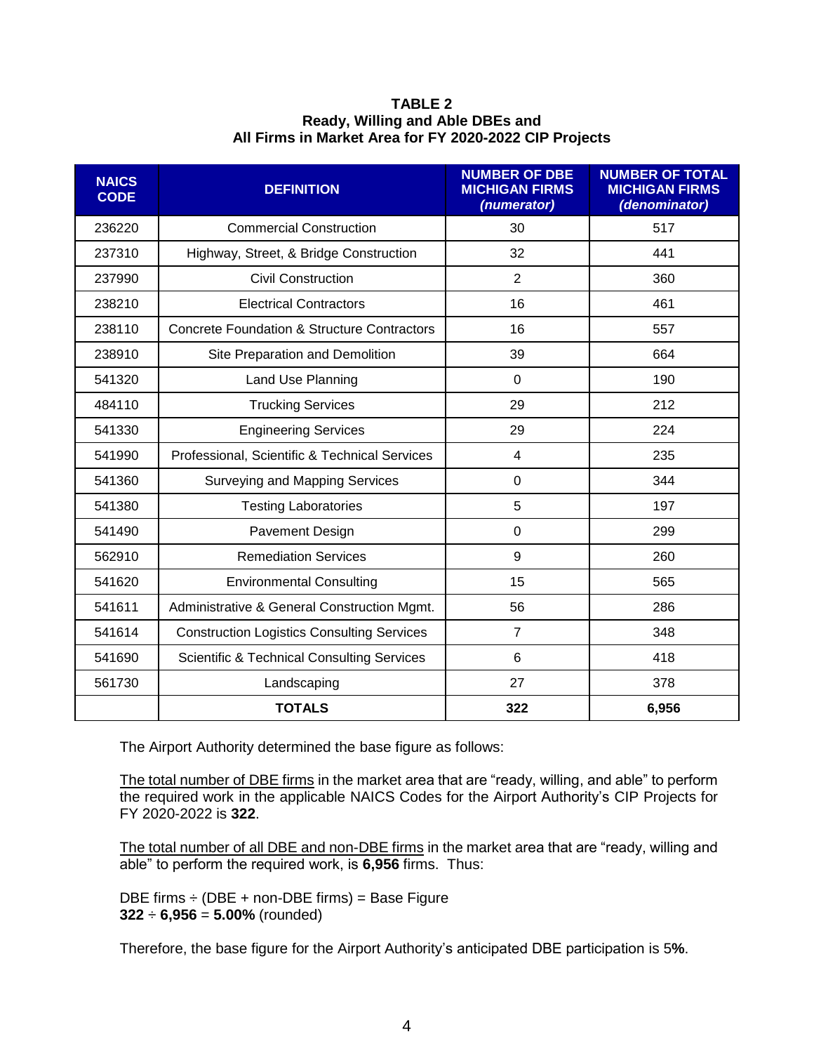**TABLE 2**
**Ready, Willing and Able DBEs and**
**All Firms in Market Area for FY 2020-2022 CIP Projects**

| NAICS CODE | DEFINITION | NUMBER OF DBE MICHIGAN FIRMS *(numerator)* | NUMBER OF TOTAL MICHIGAN FIRMS *(denominator)* |
|---|---|---|---|
| 236220 | Commercial Construction | 30 | 517 |
| 237310 | Highway, Street, & Bridge Construction | 32 | 441 |
| 237990 | Civil Construction | 2 | 360 |
| 238210 | Electrical Contractors | 16 | 461 |
| 238110 | Concrete Foundation & Structure Contractors | 16 | 557 |
| 238910 | Site Preparation and Demolition | 39 | 664 |
| 541320 | Land Use Planning | 0 | 190 |
| 484110 | Trucking Services | 29 | 212 |
| 541330 | Engineering Services | 29 | 224 |
| 541990 | Professional, Scientific & Technical Services | 4 | 235 |
| 541360 | Surveying and Mapping Services | 0 | 344 |
| 541380 | Testing Laboratories | 5 | 197 |
| 541490 | Pavement Design | 0 | 299 |
| 562910 | Remediation Services | 9 | 260 |
| 541620 | Environmental Consulting | 15 | 565 |
| 541611 | Administrative & General Construction Mgmt. | 56 | 286 |
| 541614 | Construction Logistics Consulting Services | 7 | 348 |
| 541690 | Scientific & Technical Consulting Services | 6 | 418 |
| 561730 | Landscaping | 27 | 378 |
| | **TOTALS** | **322** | **6,956** |

The Airport Authority determined the base figure as follows:

The total number of DBE firms in the market area that are "ready, willing, and able" to perform the required work in the applicable NAICS Codes for the Airport Authority's CIP Projects for FY 2020-2022 is **322**.

The total number of all DBE and non-DBE firms in the market area that are "ready, willing and able" to perform the required work, is **6,956** firms. Thus:

DBE firms ÷ (DBE + non-DBE firms) = Base Figure
**322** ÷ **6,956** = **5.00%** (rounded)

Therefore, the base figure for the Airport Authority's anticipated DBE participation is 5**%**.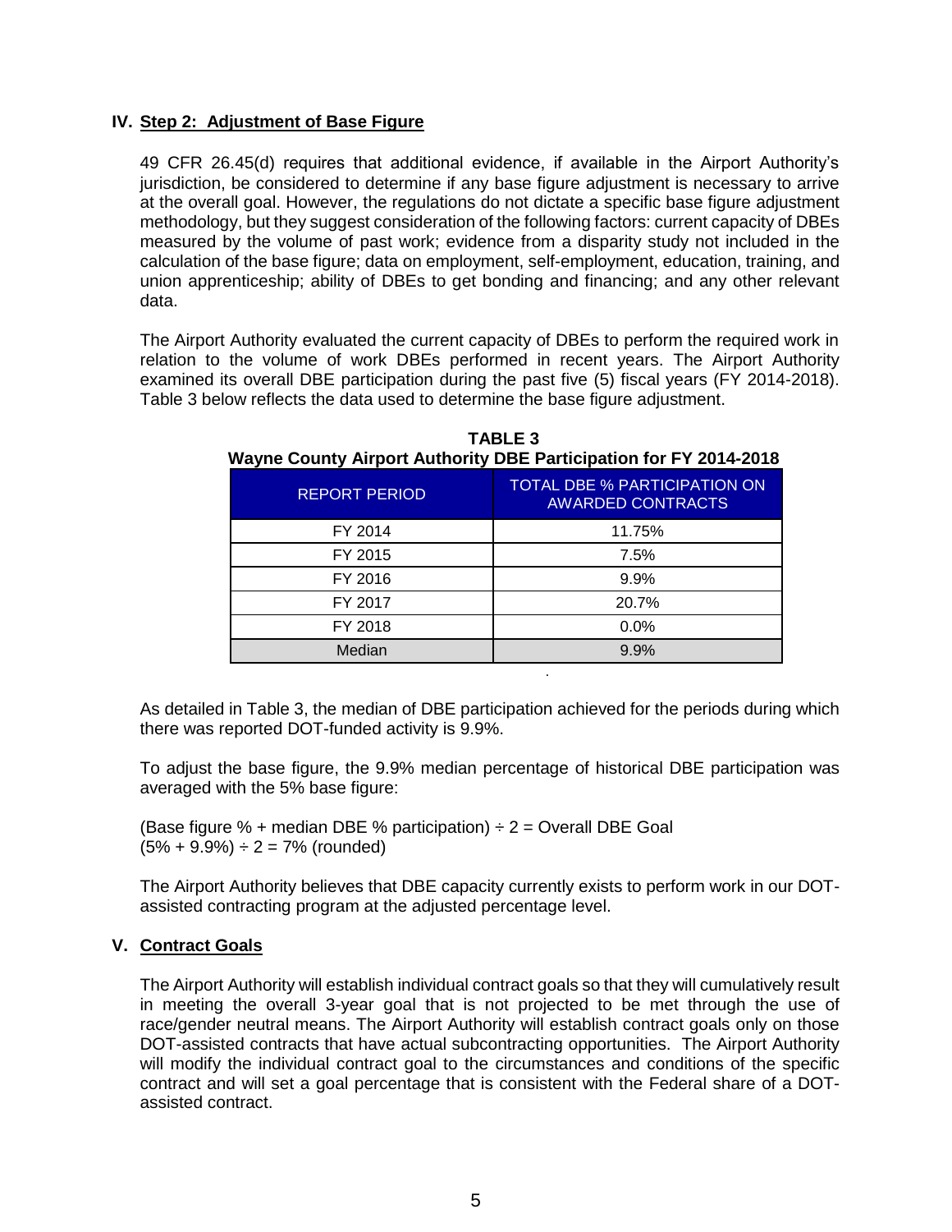## IV. Step 2: Adjustment of Base Figure

49 CFR 26.45(d) requires that additional evidence, if available in the Airport Authority's jurisdiction, be considered to determine if any base figure adjustment is necessary to arrive at the overall goal. However, the regulations do not dictate a specific base figure adjustment methodology, but they suggest consideration of the following factors: current capacity of DBEs measured by the volume of past work; evidence from a disparity study not included in the calculation of the base figure; data on employment, self-employment, education, training, and union apprenticeship; ability of DBEs to get bonding and financing; and any other relevant data.

The Airport Authority evaluated the current capacity of DBEs to perform the required work in relation to the volume of work DBEs performed in recent years. The Airport Authority examined its overall DBE participation during the past five (5) fiscal years (FY 2014-2018). Table 3 below reflects the data used to determine the base figure adjustment.

**TABLE 3**
**Wayne County Airport Authority DBE Participation for FY 2014-2018**

| REPORT PERIOD | TOTAL DBE % PARTICIPATION ON AWARDED CONTRACTS |
|---|---|
| FY 2014 | 11.75% |
| FY 2015 | 7.5% |
| FY 2016 | 9.9% |
| FY 2017 | 20.7% |
| FY 2018 | 0.0% |
| Median | 9.9% |

As detailed in Table 3, the median of DBE participation achieved for the periods during which there was reported DOT-funded activity is 9.9%.

To adjust the base figure, the 9.9% median percentage of historical DBE participation was averaged with the 5% base figure:

(Base figure % + median DBE % participation) ÷ 2 = Overall DBE Goal
(5% + 9.9%) ÷ 2 = 7% (rounded)

The Airport Authority believes that DBE capacity currently exists to perform work in our DOT-assisted contracting program at the adjusted percentage level.

## V. Contract Goals

The Airport Authority will establish individual contract goals so that they will cumulatively result in meeting the overall 3-year goal that is not projected to be met through the use of race/gender neutral means. The Airport Authority will establish contract goals only on those DOT-assisted contracts that have actual subcontracting opportunities. The Airport Authority will modify the individual contract goal to the circumstances and conditions of the specific contract and will set a goal percentage that is consistent with the Federal share of a DOT-assisted contract.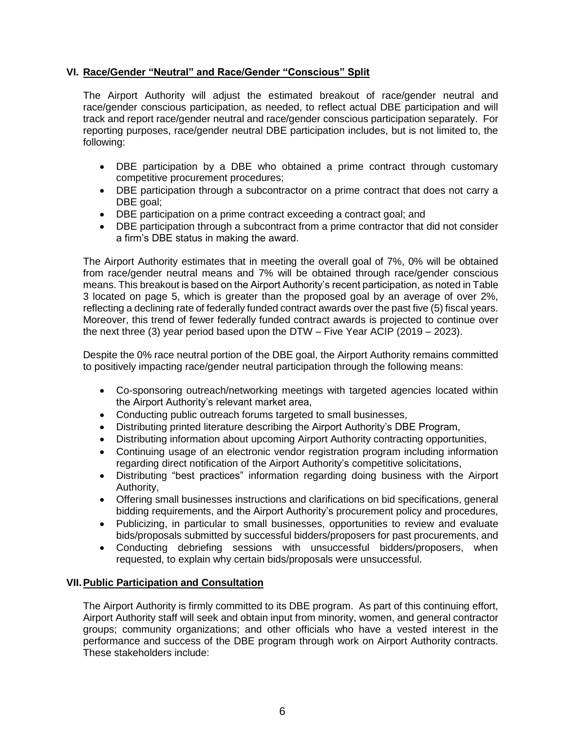## VI. Race/Gender "Neutral" and Race/Gender "Conscious" Split

The Airport Authority will adjust the estimated breakout of race/gender neutral and race/gender conscious participation, as needed, to reflect actual DBE participation and will track and report race/gender neutral and race/gender conscious participation separately. For reporting purposes, race/gender neutral DBE participation includes, but is not limited to, the following:

- DBE participation by a DBE who obtained a prime contract through customary competitive procurement procedures;
- DBE participation through a subcontractor on a prime contract that does not carry a DBE goal;
- DBE participation on a prime contract exceeding a contract goal; and
- DBE participation through a subcontract from a prime contractor that did not consider a firm's DBE status in making the award.

The Airport Authority estimates that in meeting the overall goal of 7%, 0% will be obtained from race/gender neutral means and 7% will be obtained through race/gender conscious means. This breakout is based on the Airport Authority's recent participation, as noted in Table 3 located on page 5, which is greater than the proposed goal by an average of over 2%, reflecting a declining rate of federally funded contract awards over the past five (5) fiscal years. Moreover, this trend of fewer federally funded contract awards is projected to continue over the next three (3) year period based upon the DTW – Five Year ACIP (2019 – 2023).

Despite the 0% race neutral portion of the DBE goal, the Airport Authority remains committed to positively impacting race/gender neutral participation through the following means:

- Co-sponsoring outreach/networking meetings with targeted agencies located within the Airport Authority's relevant market area,
- Conducting public outreach forums targeted to small businesses,
- Distributing printed literature describing the Airport Authority's DBE Program,
- Distributing information about upcoming Airport Authority contracting opportunities,
- Continuing usage of an electronic vendor registration program including information regarding direct notification of the Airport Authority's competitive solicitations,
- Distributing "best practices" information regarding doing business with the Airport Authority,
- Offering small businesses instructions and clarifications on bid specifications, general bidding requirements, and the Airport Authority's procurement policy and procedures,
- Publicizing, in particular to small businesses, opportunities to review and evaluate bids/proposals submitted by successful bidders/proposers for past procurements, and
- Conducting debriefing sessions with unsuccessful bidders/proposers, when requested, to explain why certain bids/proposals were unsuccessful.

## VII. Public Participation and Consultation

The Airport Authority is firmly committed to its DBE program. As part of this continuing effort, Airport Authority staff will seek and obtain input from minority, women, and general contractor groups; community organizations; and other officials who have a vested interest in the performance and success of the DBE program through work on Airport Authority contracts. These stakeholders include: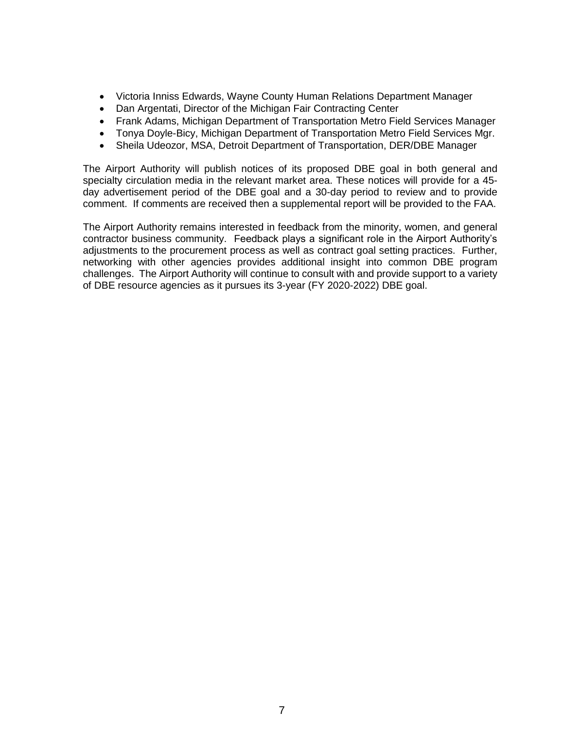- Victoria Inniss Edwards, Wayne County Human Relations Department Manager
- Dan Argentati, Director of the Michigan Fair Contracting Center
- Frank Adams, Michigan Department of Transportation Metro Field Services Manager
- Tonya Doyle-Bicy, Michigan Department of Transportation Metro Field Services Mgr.
- Sheila Udeozor, MSA, Detroit Department of Transportation, DER/DBE Manager

The Airport Authority will publish notices of its proposed DBE goal in both general and specialty circulation media in the relevant market area. These notices will provide for a 45-day advertisement period of the DBE goal and a 30-day period to review and to provide comment. If comments are received then a supplemental report will be provided to the FAA.

The Airport Authority remains interested in feedback from the minority, women, and general contractor business community. Feedback plays a significant role in the Airport Authority's adjustments to the procurement process as well as contract goal setting practices. Further, networking with other agencies provides additional insight into common DBE program challenges. The Airport Authority will continue to consult with and provide support to a variety of DBE resource agencies as it pursues its 3-year (FY 2020-2022) DBE goal.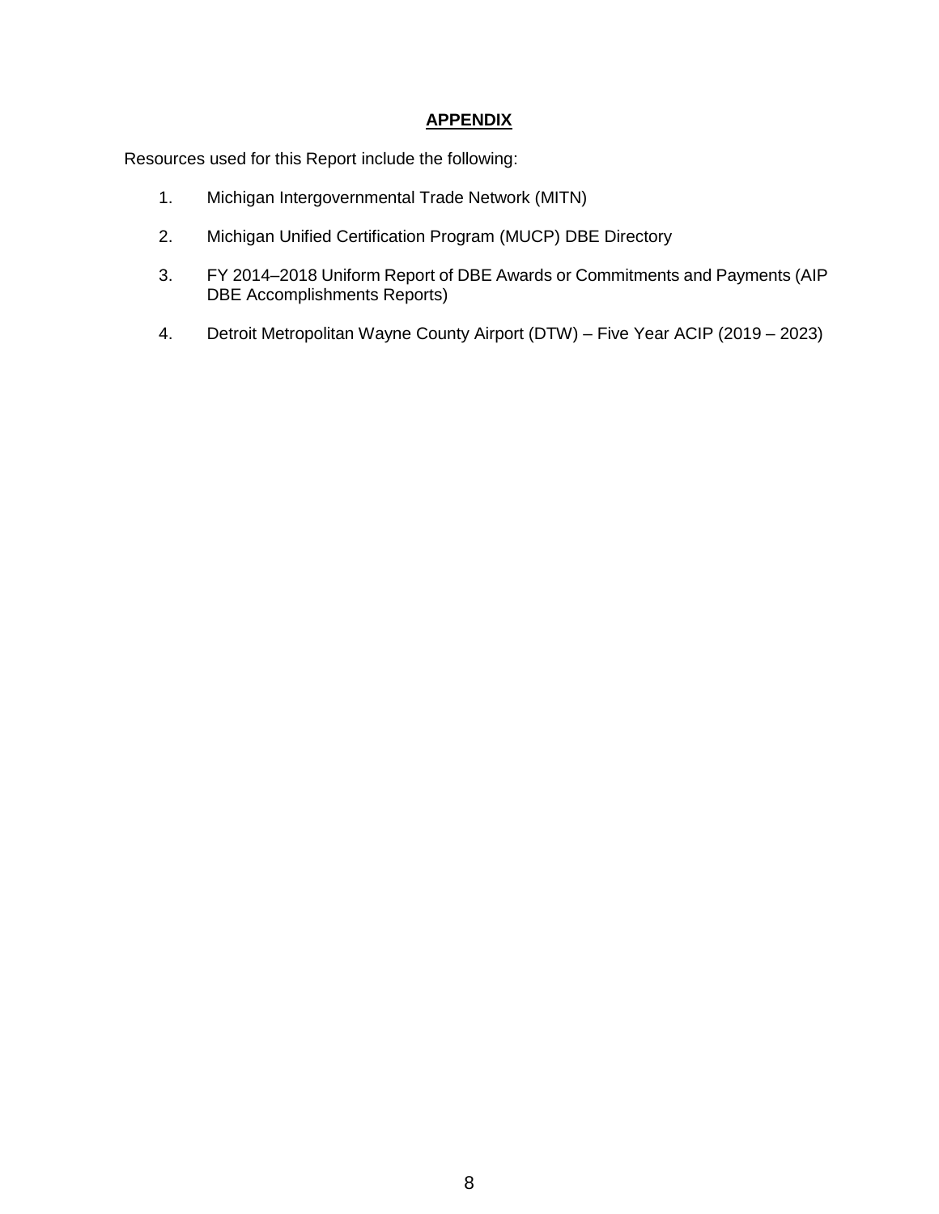## APPENDIX

Resources used for this Report include the following:

1. Michigan Intergovernmental Trade Network (MITN)

2. Michigan Unified Certification Program (MUCP) DBE Directory

3. FY 2014–2018 Uniform Report of DBE Awards or Commitments and Payments (AIP DBE Accomplishments Reports)

4. Detroit Metropolitan Wayne County Airport (DTW) – Five Year ACIP (2019 – 2023)